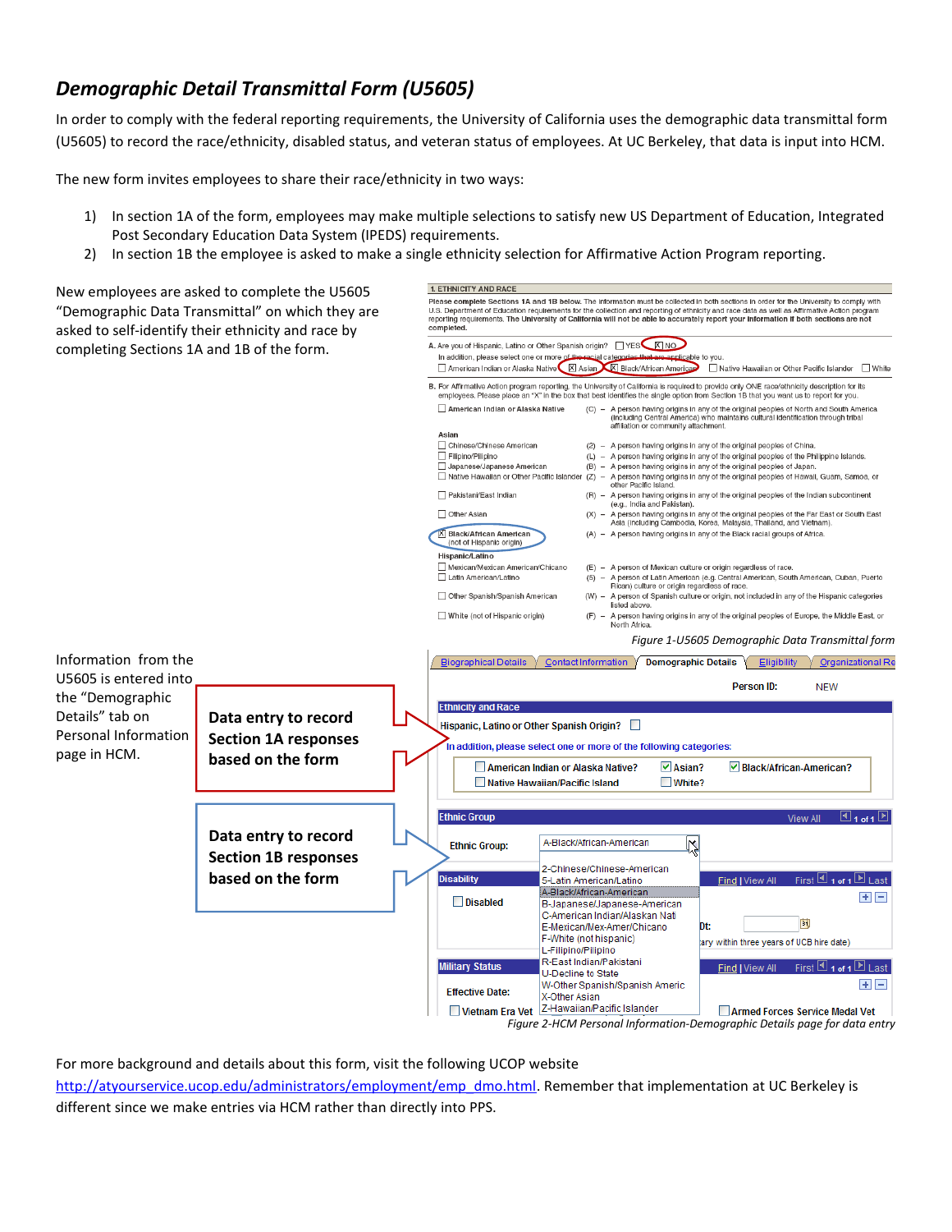# *Demographic Detail Transmittal Form (U5605)*

In order to comply with the federal reporting requirements, the University of California uses the demographic data transmittal form (U5605) to record the race/ethnicity, disabled status, and veteran status of employees. At UC Berkeley, that data is input into HCM.

The new form invites employees to share their race/ethnicity in two ways:

1) In section 1A of the form, employees may make multiple selections to satisfy new US Department of Education, Integrated Post Secondary Education Data System (IPEDS) requirements.
2) In section 1B the employee is asked to make a single ethnicity selection for Affirmative Action Program reporting.

New employees are asked to complete the U5605 "Demographic Data Transmittal" on which they are asked to self-identify their ethnicity and race by completing Sections 1A and 1B of the form.

*Figure 1-U5605 Demographic Data Transmittal form*

Information from the U5605 is entered into the "Demographic Details" tab on Personal Information page in HCM.

**Data entry to record Section 1A responses based on the form**

**Data entry to record Section 1B responses based on the form**

*Figure 2-HCM Personal Information-Demographic Details page for data entry*

For more background and details about this form, visit the following UCOP website http://atyourservice.ucop.edu/administrators/employment/emp_dmo.html. Remember that implementation at UC Berkeley is different since we make entries via HCM rather than directly into PPS.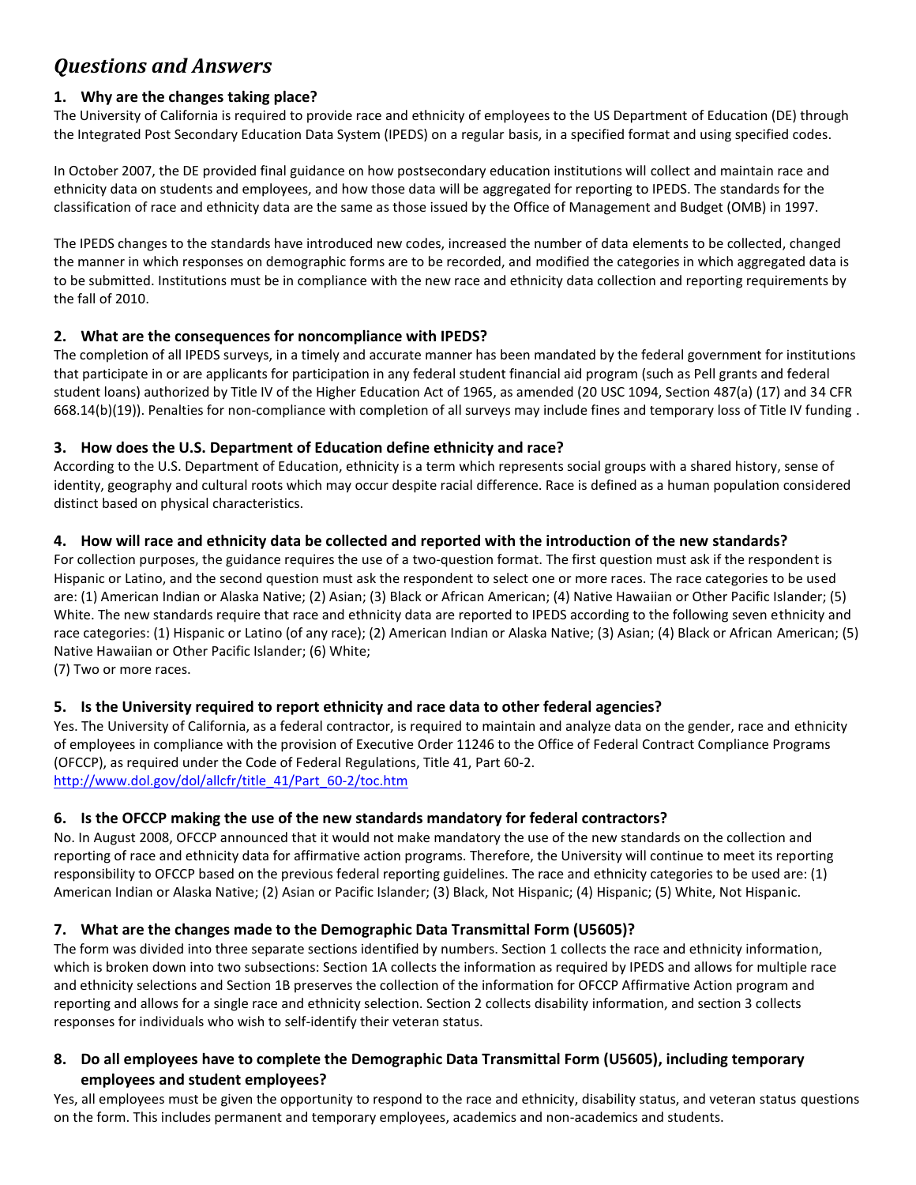# *Questions and Answers*

### 1. Why are the changes taking place?

The University of California is required to provide race and ethnicity of employees to the US Department of Education (DE) through the Integrated Post Secondary Education Data System (IPEDS) on a regular basis, in a specified format and using specified codes.

In October 2007, the DE provided final guidance on how postsecondary education institutions will collect and maintain race and ethnicity data on students and employees, and how those data will be aggregated for reporting to IPEDS. The standards for the classification of race and ethnicity data are the same as those issued by the Office of Management and Budget (OMB) in 1997.

The IPEDS changes to the standards have introduced new codes, increased the number of data elements to be collected, changed the manner in which responses on demographic forms are to be recorded, and modified the categories in which aggregated data is to be submitted. Institutions must be in compliance with the new race and ethnicity data collection and reporting requirements by the fall of 2010.

### 2. What are the consequences for noncompliance with IPEDS?

The completion of all IPEDS surveys, in a timely and accurate manner has been mandated by the federal government for institutions that participate in or are applicants for participation in any federal student financial aid program (such as Pell grants and federal student loans) authorized by Title IV of the Higher Education Act of 1965, as amended (20 USC 1094, Section 487(a) (17) and 34 CFR 668.14(b)(19)). Penalties for non-compliance with completion of all surveys may include fines and temporary loss of Title IV funding .

### 3. How does the U.S. Department of Education define ethnicity and race?

According to the U.S. Department of Education, ethnicity is a term which represents social groups with a shared history, sense of identity, geography and cultural roots which may occur despite racial difference. Race is defined as a human population considered distinct based on physical characteristics.

### 4. How will race and ethnicity data be collected and reported with the introduction of the new standards?

For collection purposes, the guidance requires the use of a two-question format. The first question must ask if the respondent is Hispanic or Latino, and the second question must ask the respondent to select one or more races. The race categories to be used are: (1) American Indian or Alaska Native; (2) Asian; (3) Black or African American; (4) Native Hawaiian or Other Pacific Islander; (5) White. The new standards require that race and ethnicity data are reported to IPEDS according to the following seven ethnicity and race categories: (1) Hispanic or Latino (of any race); (2) American Indian or Alaska Native; (3) Asian; (4) Black or African American; (5) Native Hawaiian or Other Pacific Islander; (6) White;
(7) Two or more races.

### 5. Is the University required to report ethnicity and race data to other federal agencies?

Yes. The University of California, as a federal contractor, is required to maintain and analyze data on the gender, race and ethnicity of employees in compliance with the provision of Executive Order 11246 to the Office of Federal Contract Compliance Programs (OFCCP), as required under the Code of Federal Regulations, Title 41, Part 60-2.
http://www.dol.gov/dol/allcfr/title_41/Part_60-2/toc.htm

### 6. Is the OFCCP making the use of the new standards mandatory for federal contractors?

No. In August 2008, OFCCP announced that it would not make mandatory the use of the new standards on the collection and reporting of race and ethnicity data for affirmative action programs. Therefore, the University will continue to meet its reporting responsibility to OFCCP based on the previous federal reporting guidelines. The race and ethnicity categories to be used are: (1) American Indian or Alaska Native; (2) Asian or Pacific Islander; (3) Black, Not Hispanic; (4) Hispanic; (5) White, Not Hispanic.

### 7. What are the changes made to the Demographic Data Transmittal Form (U5605)?

The form was divided into three separate sections identified by numbers. Section 1 collects the race and ethnicity information, which is broken down into two subsections: Section 1A collects the information as required by IPEDS and allows for multiple race and ethnicity selections and Section 1B preserves the collection of the information for OFCCP Affirmative Action program and reporting and allows for a single race and ethnicity selection. Section 2 collects disability information, and section 3 collects responses for individuals who wish to self-identify their veteran status.

### 8. Do all employees have to complete the Demographic Data Transmittal Form (U5605), including temporary employees and student employees?

Yes, all employees must be given the opportunity to respond to the race and ethnicity, disability status, and veteran status questions on the form. This includes permanent and temporary employees, academics and non-academics and students.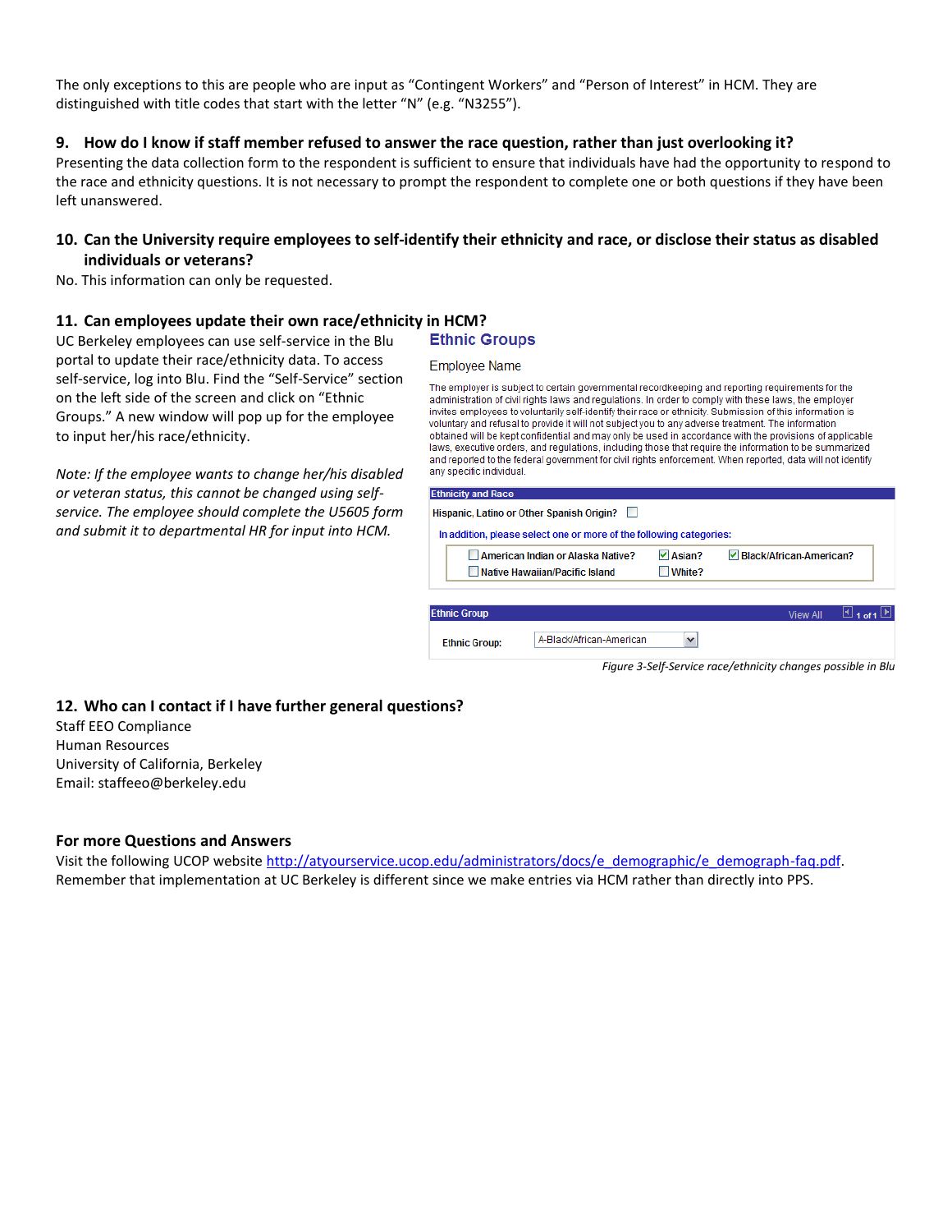The only exceptions to this are people who are input as "Contingent Workers" and "Person of Interest" in HCM. They are distinguished with title codes that start with the letter "N" (e.g. "N3255").

## 9. How do I know if staff member refused to answer the race question, rather than just overlooking it?

Presenting the data collection form to the respondent is sufficient to ensure that individuals have had the opportunity to respond to the race and ethnicity questions. It is not necessary to prompt the respondent to complete one or both questions if they have been left unanswered.

## 10. Can the University require employees to self-identify their ethnicity and race, or disclose their status as disabled individuals or veterans?

No. This information can only be requested.

## 11. Can employees update their own race/ethnicity in HCM?

UC Berkeley employees can use self-service in the Blu portal to update their race/ethnicity data. To access self-service, log into Blu. Find the "Self-Service" section on the left side of the screen and click on "Ethnic Groups." A new window will pop up for the employee to input her/his race/ethnicity.

*Note: If the employee wants to change her/his disabled or veteran status, this cannot be changed using self-service. The employee should complete the U5605 form and submit it to departmental HR for input into HCM.*

**Ethnic Groups**

Employee Name

The employer is subject to certain governmental recordkeeping and reporting requirements for the administration of civil rights laws and regulations. In order to comply with these laws, the employer invites employees to voluntarily self-identify their race or ethnicity. Submission of this information is voluntary and refusal to provide it will not subject you to any adverse treatment. The information obtained will be kept confidential and may only be used in accordance with the provisions of applicable laws, executive orders, and regulations, including those that require the information to be summarized and reported to the federal government for civil rights enforcement. When reported, data will not identify any specific individual.

**Ethnicity and Race**

Hispanic, Latino or Other Spanish Origin? ☐

In addition, please select one or more of the following categories:

☐ American Indian or Alaska Native? ☑ Asian? ☑ Black/African-American?
☐ Native Hawaiian/Pacific Island ☐ White?

**Ethnic Group** View All 1 of 1

Ethnic Group: A-Black/African-American

*Figure 3-Self-Service race/ethnicity changes possible in Blu*

## 12. Who can I contact if I have further general questions?

Staff EEO Compliance
Human Resources
University of California, Berkeley
Email: staffeeo@berkeley.edu

### For more Questions and Answers

Visit the following UCOP website http://atyourservice.ucop.edu/administrators/docs/e_demographic/e_demograph-faq.pdf. Remember that implementation at UC Berkeley is different since we make entries via HCM rather than directly into PPS.